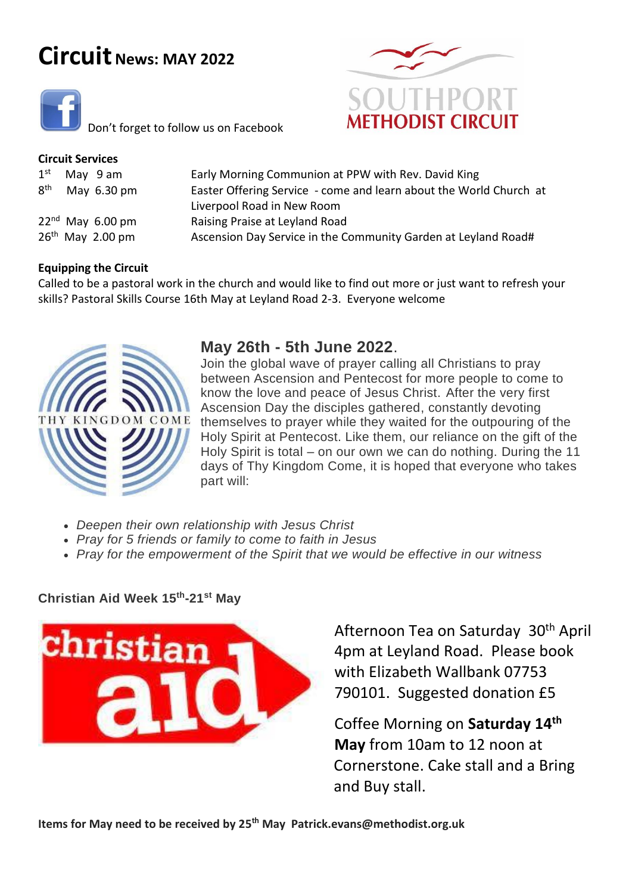# Circuit News: MAY 2022

Don't forget to follow us on Facebook

SOUTHPORT
METHODIST CIRCUIT

**Circuit Services**

| | |
|---|---|
| 1st May 9 am | Early Morning Communion at PPW with Rev. David King |
| 8th May 6.30 pm | Easter Offering Service - come and learn about the World Church at Liverpool Road in New Room |
| 22nd May 6.00 pm | Raising Praise at Leyland Road |
| 26th May 2.00 pm | Ascension Day Service in the Community Garden at Leyland Road# |

**Equipping the Circuit**

Called to be a pastoral work in the church and would like to find out more or just want to refresh your skills? Pastoral Skills Course 16th May at Leyland Road 2-3. Everyone welcome

THY KINGDOM COME

## May 26th - 5th June 2022.

Join the global wave of prayer calling all Christians to pray between Ascension and Pentecost for more people to come to know the love and peace of Jesus Christ. After the very first Ascension Day the disciples gathered, constantly devoting themselves to prayer while they waited for the outpouring of the Holy Spirit at Pentecost. Like them, our reliance on the gift of the Holy Spirit is total – on our own we can do nothing. During the 11 days of Thy Kingdom Come, it is hoped that everyone who takes part will:

- *Deepen their own relationship with Jesus Christ*
- *Pray for 5 friends or family to come to faith in Jesus*
- *Pray for the empowerment of the Spirit that we would be effective in our witness*

**Christian Aid Week 15th-21st May**

christian aid

Afternoon Tea on Saturday 30th April 4pm at Leyland Road. Please book with Elizabeth Wallbank 07753 790101. Suggested donation £5

Coffee Morning on **Saturday 14th May** from 10am to 12 noon at Cornerstone. Cake stall and a Bring and Buy stall.

**Items for May need to be received by 25th May Patrick.evans@methodist.org.uk**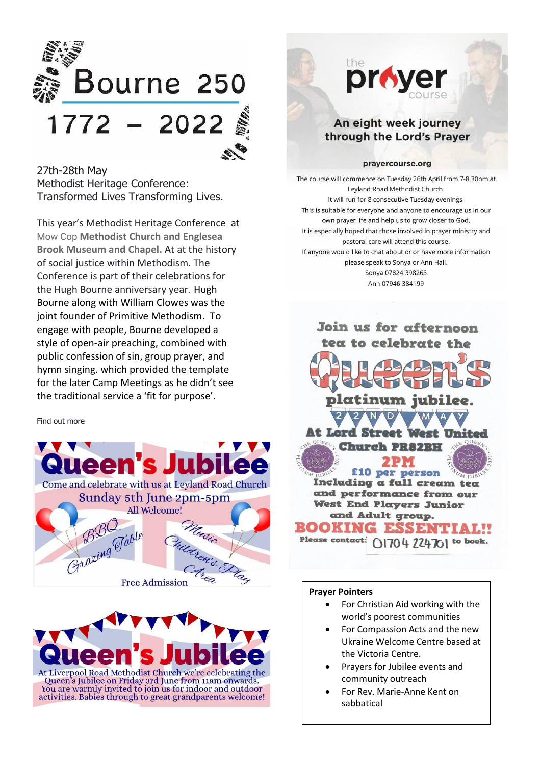# Bourne 250

## 1772 – 2022

27th-28th May
Methodist Heritage Conference:
Transformed Lives Transforming Lives.

This year's Methodist Heritage Conference at Mow Cop **Methodist Church and Englesea Brook Museum and Chapel.** At at the history of social justice within Methodism. The Conference is part of their celebrations for the Hugh Bourne anniversary year. Hugh Bourne along with William Clowes was the joint founder of Primitive Methodism. To engage with people, Bourne developed a style of open-air preaching, combined with public confession of sin, group prayer, and hymn singing. which provided the template for the later Camp Meetings as he didn't see the traditional service a 'fit for purpose'.

Find out more

## Queen's Jubilee

Come and celebrate with us at Leyland Road Church

Sunday 5th June 2pm-5pm

All Welcome!

BBQ

Grazing Table

Music

Children's Play Area

Free Admission

## Queen's Jubilee

At Liverpool Road Methodist Church we're celebrating the Queen's Jubilee on Friday 3rd June from 11am onwards. You are warmly invited to join us for indoor and outdoor activities. Babies through to great grandparents welcome!

## the prayer course

**An eight week journey through the Lord's Prayer**

**prayercourse.org**

The course will commence on Tuesday 26th April from 7-8.30pm at Leyland Road Methodist Church.
It will run for 8 consecutive Tuesday evenings.
This is suitable for everyone and anyone to encourage us in our own prayer life and help us to grow closer to God.
It is especially hoped that those involved in prayer ministry and pastoral care will attend this course.
If anyone would like to chat about or or have more information please speak to Sonya or Ann Hall.
Sonya 07824 398263
Ann 07946 384199

## Join us for afternoon tea to celebrate the Queen's platinum jubilee.

22ND MAY

At Lord Street West United Church PR82BH

2PM

£10 per person

Including a full cream tea and performance from our West End Players Junior and Adult group.

**BOOKING ESSENTIAL!!**

Please contact: 01704 224701 to book.

**Prayer Pointers**

- For Christian Aid working with the world's poorest communities
- For Compassion Acts and the new Ukraine Welcome Centre based at the Victoria Centre.
- Prayers for Jubilee events and community outreach
- For Rev. Marie-Anne Kent on sabbatical